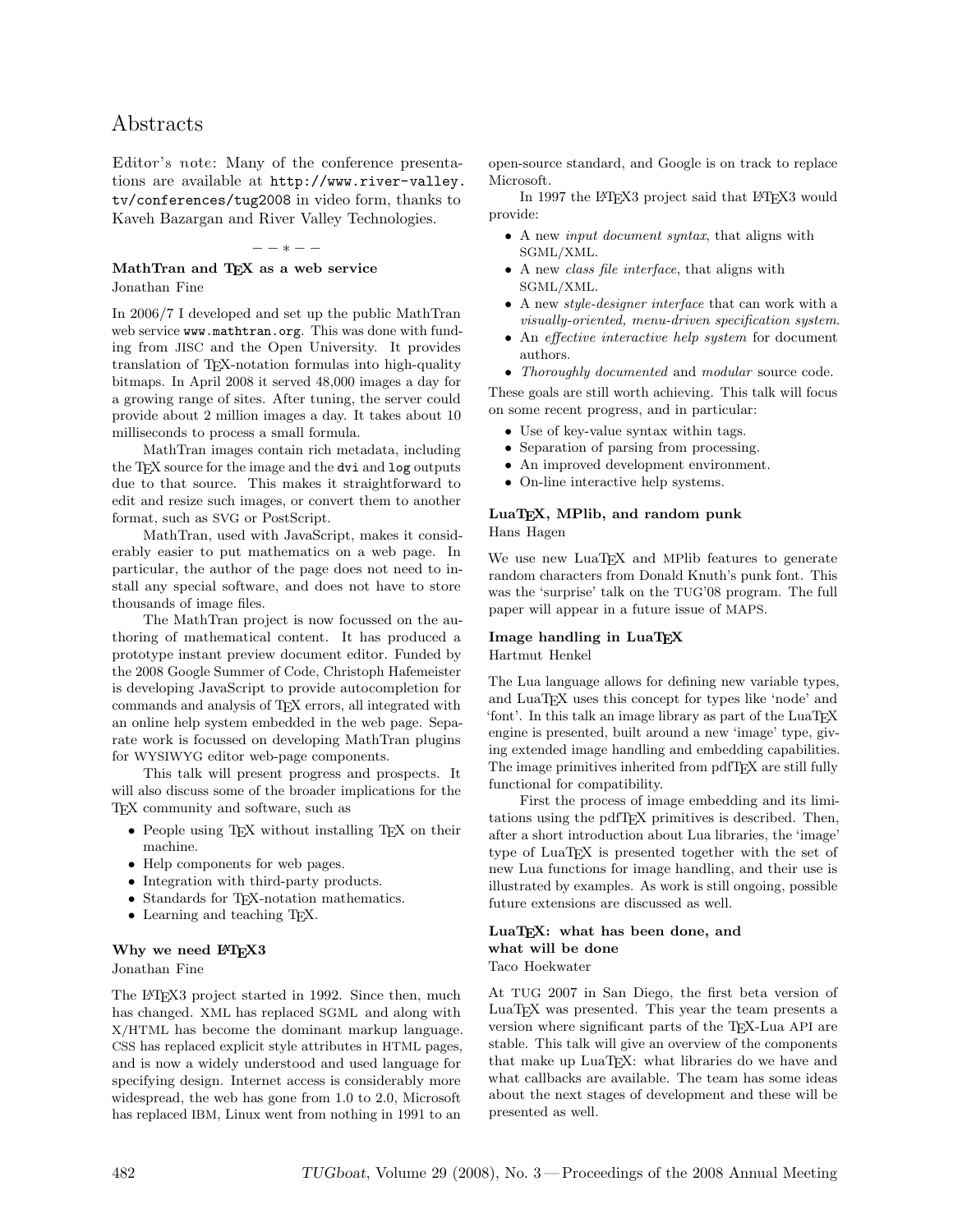# Abstracts

Editor's note: Many of the conference presentations are available at `http://www.river-valley.tv/conferences/tug2008` in video form, thanks to Kaveh Bazargan and River Valley Technologies.

– – ∗ – –

### MathTran and TeX as a web service

Jonathan Fine

In 2006/7 I developed and set up the public MathTran web service `www.mathtran.org`. This was done with funding from JISC and the Open University. It provides translation of TeX-notation formulas into high-quality bitmaps. In April 2008 it served 48,000 images a day for a growing range of sites. After tuning, the server could provide about 2 million images a day. It takes about 10 milliseconds to process a small formula.

MathTran images contain rich metadata, including the TeX source for the image and the `dvi` and `log` outputs due to that source. This makes it straightforward to edit and resize such images, or convert them to another format, such as SVG or PostScript.

MathTran, used with JavaScript, makes it considerably easier to put mathematics on a web page. In particular, the author of the page does not need to install any special software, and does not have to store thousands of image files.

The MathTran project is now focussed on the authoring of mathematical content. It has produced a prototype instant preview document editor. Funded by the 2008 Google Summer of Code, Christoph Hafemeister is developing JavaScript to provide autocompletion for commands and analysis of TeX errors, all integrated with an online help system embedded in the web page. Separate work is focussed on developing MathTran plugins for WYSIWYG editor web-page components.

This talk will present progress and prospects. It will also discuss some of the broader implications for the TeX community and software, such as

- People using TeX without installing TeX on their machine.
- Help components for web pages.
- Integration with third-party products.
- Standards for TeX-notation mathematics.
- Learning and teaching TeX.

### Why we need LaTeX3

Jonathan Fine

The LaTeX3 project started in 1992. Since then, much has changed. XML has replaced SGML and along with X/HTML has become the dominant markup language. CSS has replaced explicit style attributes in HTML pages, and is now a widely understood and used language for specifying design. Internet access is considerably more widespread, the web has gone from 1.0 to 2.0, Microsoft has replaced IBM, Linux went from nothing in 1991 to an open-source standard, and Google is on track to replace Microsoft.

In 1997 the LaTeX3 project said that LaTeX3 would provide:

- A new *input document syntax*, that aligns with SGML/XML.
- A new *class file interface*, that aligns with SGML/XML.
- A new *style-designer interface* that can work with a *visually-oriented, menu-driven specification system*.
- An *effective interactive help system* for document authors.
- *Thoroughly documented* and *modular* source code.

These goals are still worth achieving. This talk will focus on some recent progress, and in particular:

- Use of key-value syntax within tags.
- Separation of parsing from processing.
- An improved development environment.
- On-line interactive help systems.

### LuaTeX, MPlib, and random punk

Hans Hagen

We use new LuaTeX and MPlib features to generate random characters from Donald Knuth's punk font. This was the 'surprise' talk on the TUG'08 program. The full paper will appear in a future issue of MAPS.

### Image handling in LuaTeX

Hartmut Henkel

The Lua language allows for defining new variable types, and LuaTeX uses this concept for types like 'node' and 'font'. In this talk an image library as part of the LuaTeX engine is presented, built around a new 'image' type, giving extended image handling and embedding capabilities. The image primitives inherited from pdfTeX are still fully functional for compatibility.

First the process of image embedding and its limitations using the pdfTeX primitives is described. Then, after a short introduction about Lua libraries, the 'image' type of LuaTeX is presented together with the set of new Lua functions for image handling, and their use is illustrated by examples. As work is still ongoing, possible future extensions are discussed as well.

### LuaTeX: what has been done, and what will be done

Taco Hoekwater

At TUG 2007 in San Diego, the first beta version of LuaTeX was presented. This year the team presents a version where significant parts of the TeX-Lua API are stable. This talk will give an overview of the components that make up LuaTeX: what libraries do we have and what callbacks are available. The team has some ideas about the next stages of development and these will be presented as well.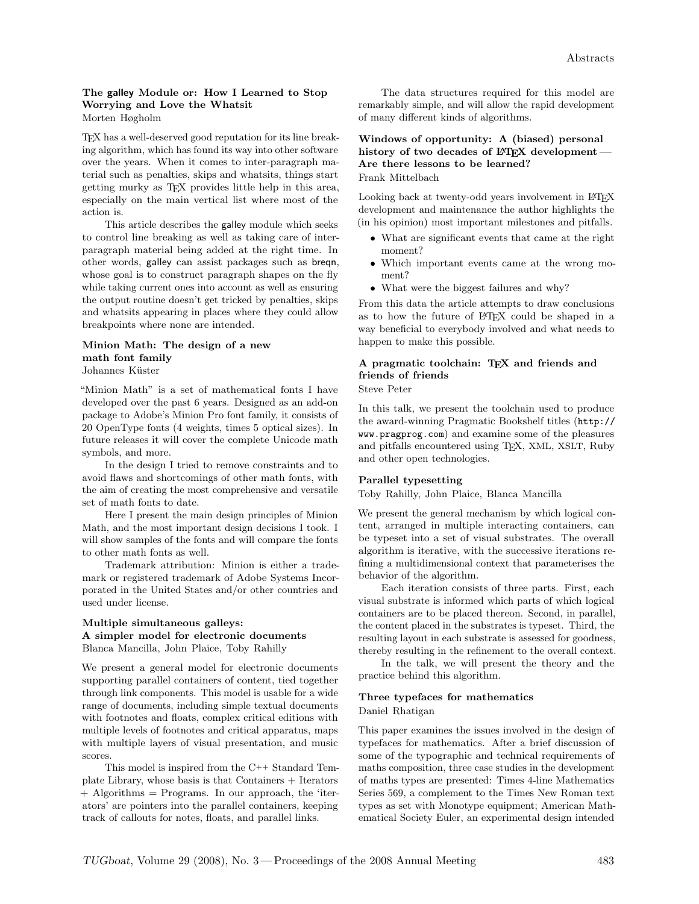### The galley Module or: How I Learned to Stop Worrying and Love the Whatsit

Morten Høgholm

TEX has a well-deserved good reputation for its line breaking algorithm, which has found its way into other software over the years. When it comes to inter-paragraph material such as penalties, skips and whatsits, things start getting murky as TEX provides little help in this area, especially on the main vertical list where most of the action is.

This article describes the galley module which seeks to control line breaking as well as taking care of inter-paragraph material being added at the right time. In other words, galley can assist packages such as breqn, whose goal is to construct paragraph shapes on the fly while taking current ones into account as well as ensuring the output routine doesn't get tricked by penalties, skips and whatsits appearing in places where they could allow breakpoints where none are intended.

### Minion Math: The design of a new math font family

Johannes Küster

"Minion Math" is a set of mathematical fonts I have developed over the past 6 years. Designed as an add-on package to Adobe's Minion Pro font family, it consists of 20 OpenType fonts (4 weights, times 5 optical sizes). In future releases it will cover the complete Unicode math symbols, and more.

In the design I tried to remove constraints and to avoid flaws and shortcomings of other math fonts, with the aim of creating the most comprehensive and versatile set of math fonts to date.

Here I present the main design principles of Minion Math, and the most important design decisions I took. I will show samples of the fonts and will compare the fonts to other math fonts as well.

Trademark attribution: Minion is either a trademark or registered trademark of Adobe Systems Incorporated in the United States and/or other countries and used under license.

### Multiple simultaneous galleys: A simpler model for electronic documents

Blanca Mancilla, John Plaice, Toby Rahilly

We present a general model for electronic documents supporting parallel containers of content, tied together through link components. This model is usable for a wide range of documents, including simple textual documents with footnotes and floats, complex critical editions with multiple levels of footnotes and critical apparatus, maps with multiple layers of visual presentation, and music scores.

This model is inspired from the C++ Standard Template Library, whose basis is that Containers + Iterators + Algorithms = Programs. In our approach, the 'iterators' are pointers into the parallel containers, keeping track of callouts for notes, floats, and parallel links.

The data structures required for this model are remarkably simple, and will allow the rapid development of many different kinds of algorithms.

### Windows of opportunity: A (biased) personal history of two decades of LATEX development — Are there lessons to be learned?

Frank Mittelbach

Looking back at twenty-odd years involvement in LATEX development and maintenance the author highlights the (in his opinion) most important milestones and pitfalls.

- What are significant events that came at the right moment?
- Which important events came at the wrong moment?
- What were the biggest failures and why?

From this data the article attempts to draw conclusions as to how the future of LATEX could be shaped in a way beneficial to everybody involved and what needs to happen to make this possible.

### A pragmatic toolchain: TEX and friends and friends of friends

Steve Peter

In this talk, we present the toolchain used to produce the award-winning Pragmatic Bookshelf titles (http://www.pragprog.com) and examine some of the pleasures and pitfalls encountered using TEX, XML, XSLT, Ruby and other open technologies.

### Parallel typesetting

Toby Rahilly, John Plaice, Blanca Mancilla

We present the general mechanism by which logical content, arranged in multiple interacting containers, can be typeset into a set of visual substrates. The overall algorithm is iterative, with the successive iterations refining a multidimensional context that parameterises the behavior of the algorithm.

Each iteration consists of three parts. First, each visual substrate is informed which parts of which logical containers are to be placed thereon. Second, in parallel, the content placed in the substrates is typeset. Third, the resulting layout in each substrate is assessed for goodness, thereby resulting in the refinement to the overall context.

In the talk, we will present the theory and the practice behind this algorithm.

### Three typefaces for mathematics

Daniel Rhatigan

This paper examines the issues involved in the design of typefaces for mathematics. After a brief discussion of some of the typographic and technical requirements of maths composition, three case studies in the development of maths types are presented: Times 4-line Mathematics Series 569, a complement to the Times New Roman text types as set with Monotype equipment; American Mathematical Society Euler, an experimental design intended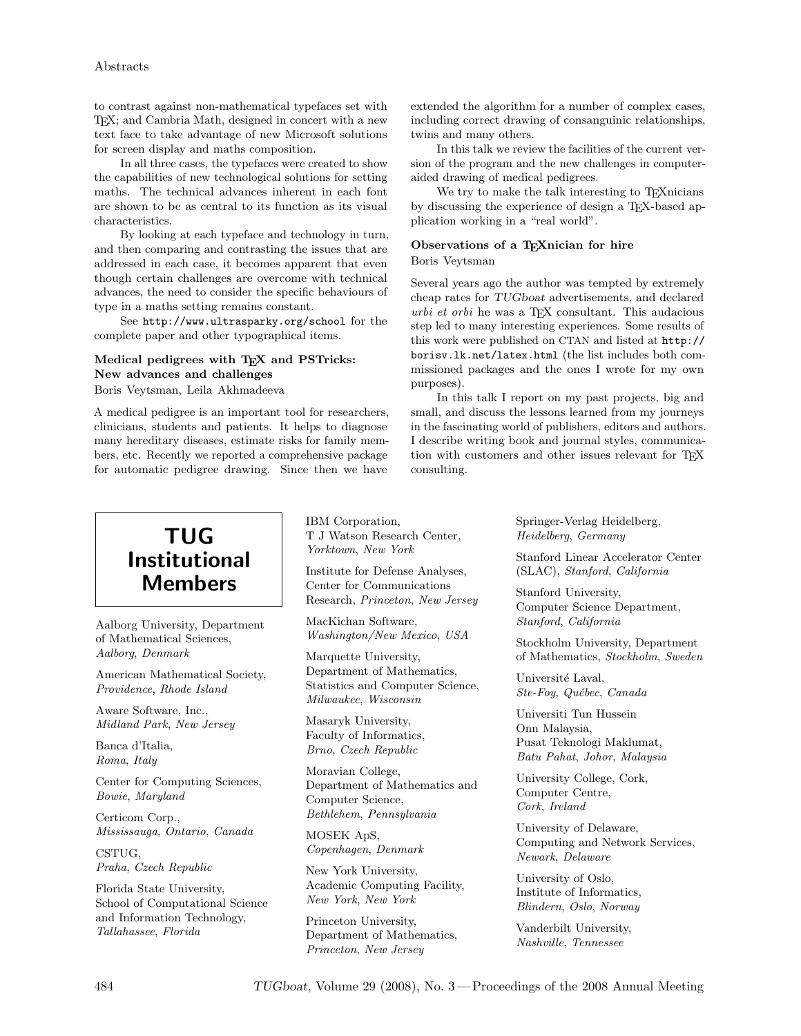to contrast against non-mathematical typefaces set with TeX; and Cambria Math, designed in concert with a new text face to take advantage of new Microsoft solutions for screen display and maths composition.

In all three cases, the typefaces were created to show the capabilities of new technological solutions for setting maths. The technical advances inherent in each font are shown to be as central to its function as its visual characteristics.

By looking at each typeface and technology in turn, and then comparing and contrasting the issues that are addressed in each case, it becomes apparent that even though certain challenges are overcome with technical advances, the need to consider the specific behaviours of type in a maths setting remains constant.

See `http://www.ultrasparky.org/school` for the complete paper and other typographical items.

### Medical pedigrees with TeX and PSTricks: New advances and challenges

Boris Veytsman, Leila Akhmadeeva

A medical pedigree is an important tool for researchers, clinicians, students and patients. It helps to diagnose many hereditary diseases, estimate risks for family members, etc. Recently we reported a comprehensive package for automatic pedigree drawing. Since then we have extended the algorithm for a number of complex cases, including correct drawing of consanguinic relationships, twins and many others.

In this talk we review the facilities of the current version of the program and the new challenges in computer-aided drawing of medical pedigrees.

We try to make the talk interesting to TeXnicians by discussing the experience of design a TeX-based application working in a "real world".

### Observations of a TeXnician for hire

Boris Veytsman

Several years ago the author was tempted by extremely cheap rates for *TUGboat* advertisements, and declared *urbi et orbi* he was a TeX consultant. This audacious step led to many interesting experiences. Some results of this work were published on CTAN and listed at `http://borisv.lk.net/latex.html` (the list includes both commissioned packages and the ones I wrote for my own purposes).

In this talk I report on my past projects, big and small, and discuss the lessons learned from my journeys in the fascinating world of publishers, editors and authors. I describe writing book and journal styles, communication with customers and other issues relevant for TeX consulting.

## TUG Institutional Members

Aalborg University, Department of Mathematical Sciences, *Aalborg*, *Denmark*

American Mathematical Society, *Providence*, *Rhode Island*

Aware Software, Inc., *Midland Park*, *New Jersey*

Banca d'Italia, *Roma*, *Italy*

Center for Computing Sciences, *Bowie*, *Maryland*

Certicom Corp., *Mississauga*, *Ontario*, *Canada*

CSTUG, *Praha*, *Czech Republic*

Florida State University, School of Computational Science and Information Technology, *Tallahassee*, *Florida*

IBM Corporation, T J Watson Research Center, *Yorktown*, *New York*

Institute for Defense Analyses, Center for Communications Research, *Princeton*, *New Jersey*

MacKichan Software, *Washington/New Mexico*, *USA*

Marquette University, Department of Mathematics, Statistics and Computer Science, *Milwaukee*, *Wisconsin*

Masaryk University, Faculty of Informatics, *Brno*, *Czech Republic*

Moravian College, Department of Mathematics and Computer Science, *Bethlehem*, *Pennsylvania*

MOSEK ApS, *Copenhagen*, *Denmark*

New York University, Academic Computing Facility, *New York*, *New York*

Princeton University, Department of Mathematics, *Princeton*, *New Jersey*

Springer-Verlag Heidelberg, *Heidelberg*, *Germany*

Stanford Linear Accelerator Center (SLAC), *Stanford*, *California*

Stanford University, Computer Science Department, *Stanford*, *California*

Stockholm University, Department of Mathematics, *Stockholm*, *Sweden*

Université Laval, *Ste-Foy*, *Québec*, *Canada*

Universiti Tun Hussein Onn Malaysia, Pusat Teknologi Maklumat, *Batu Pahat*, *Johor*, *Malaysia*

University College, Cork, Computer Centre, *Cork*, *Ireland*

University of Delaware, Computing and Network Services, *Newark*, *Delaware*

University of Oslo, Institute of Informatics, *Blindern*, *Oslo*, *Norway*

Vanderbilt University, *Nashville*, *Tennessee*